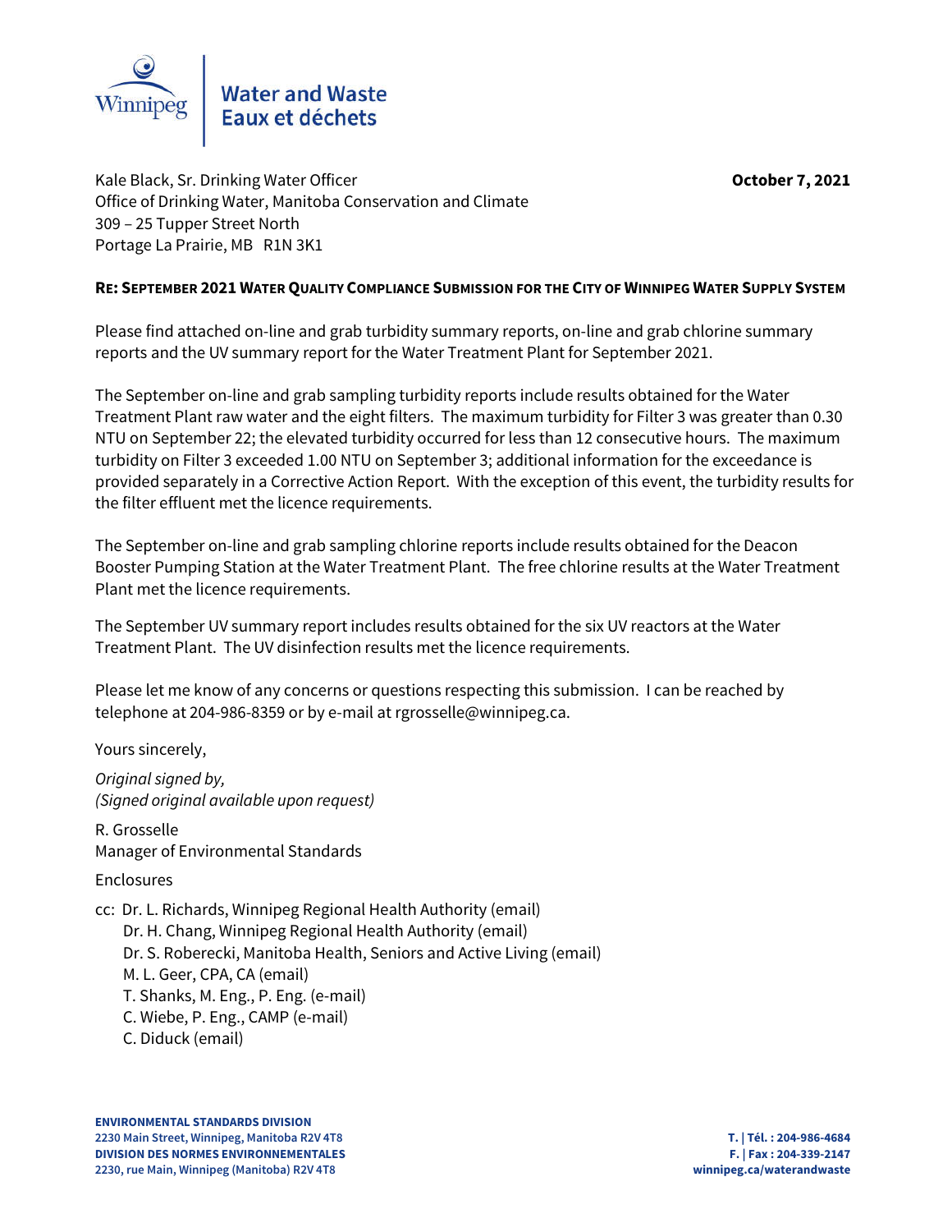Winnipeg | Water and Waste
Eaux et déchets

Kale Black, Sr. Drinking Water Officer
Office of Drinking Water, Manitoba Conservation and Climate
309 – 25 Tupper Street North
Portage La Prairie, MB R1N 3K1

**October 7, 2021**

**RE: SEPTEMBER 2021 WATER QUALITY COMPLIANCE SUBMISSION FOR THE CITY OF WINNIPEG WATER SUPPLY SYSTEM**

Please find attached on-line and grab turbidity summary reports, on-line and grab chlorine summary reports and the UV summary report for the Water Treatment Plant for September 2021.

The September on-line and grab sampling turbidity reports include results obtained for the Water Treatment Plant raw water and the eight filters. The maximum turbidity for Filter 3 was greater than 0.30 NTU on September 22; the elevated turbidity occurred for less than 12 consecutive hours. The maximum turbidity on Filter 3 exceeded 1.00 NTU on September 3; additional information for the exceedance is provided separately in a Corrective Action Report. With the exception of this event, the turbidity results for the filter effluent met the licence requirements.

The September on-line and grab sampling chlorine reports include results obtained for the Deacon Booster Pumping Station at the Water Treatment Plant. The free chlorine results at the Water Treatment Plant met the licence requirements.

The September UV summary report includes results obtained for the six UV reactors at the Water Treatment Plant. The UV disinfection results met the licence requirements.

Please let me know of any concerns or questions respecting this submission. I can be reached by telephone at 204-986-8359 or by e-mail at rgrosselle@winnipeg.ca.

Yours sincerely,

*Original signed by,*
*(Signed original available upon request)*

R. Grosselle
Manager of Environmental Standards

Enclosures

cc: Dr. L. Richards, Winnipeg Regional Health Authority (email)
Dr. H. Chang, Winnipeg Regional Health Authority (email)
Dr. S. Roberecki, Manitoba Health, Seniors and Active Living (email)
M. L. Geer, CPA, CA (email)
T. Shanks, M. Eng., P. Eng. (e-mail)
C. Wiebe, P. Eng., CAMP (e-mail)
C. Diduck (email)

**ENVIRONMENTAL STANDARDS DIVISION**
**2230 Main Street, Winnipeg, Manitoba R2V 4T8**
**DIVISION DES NORMES ENVIRONNEMENTALES**
**2230, rue Main, Winnipeg (Manitoba) R2V 4T8**

**T. | Tél. : 204-986-4684**
**F. | Fax : 204-339-2147**
**winnipeg.ca/waterandwaste**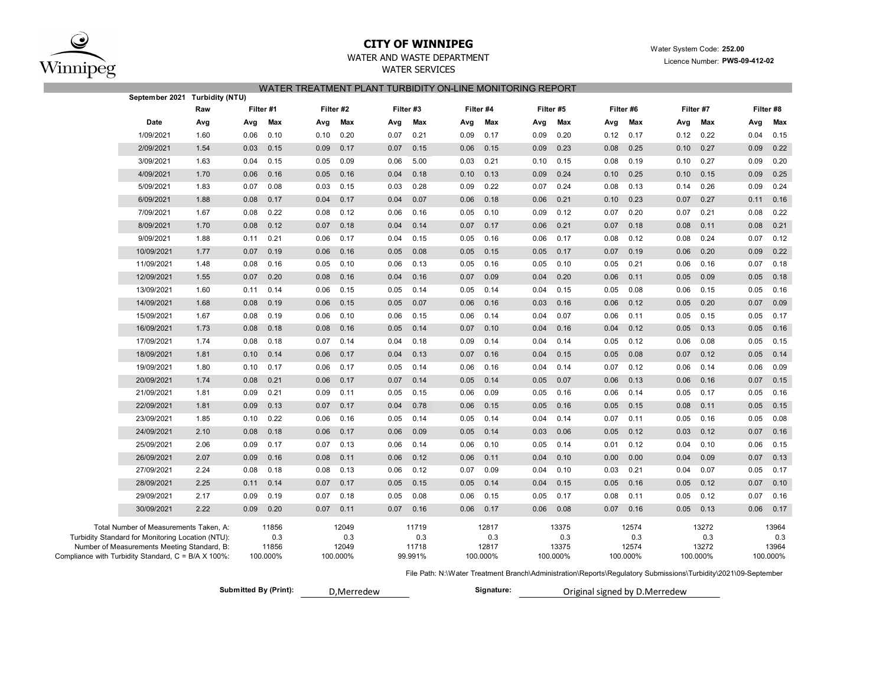# CITY OF WINNIPEG

WATER AND WASTE DEPARTMENT
WATER SERVICES

Water System Code: **252.00**
Licence Number: **PWS-09-412-02**

## WATER TREATMENT PLANT TURBIDITY ON-LINE MONITORING REPORT

**September 2021 Turbidity (NTU)**

| | Raw | Filter #1 | | Filter #2 | | Filter #3 | | Filter #4 | | Filter #5 | | Filter #6 | | Filter #7 | | Filter #8 | |
|---|---|---|---|---|---|---|---|---|---|---|---|---|---|---|---|---|---|
| **Date** | **Avg** | **Avg** | **Max** | **Avg** | **Max** | **Avg** | **Max** | **Avg** | **Max** | **Avg** | **Max** | **Avg** | **Max** | **Avg** | **Max** | **Avg** | **Max** |
| 1/09/2021 | 1.60 | 0.06 | 0.10 | 0.10 | 0.20 | 0.07 | 0.21 | 0.09 | 0.17 | 0.09 | 0.20 | 0.12 | 0.17 | 0.12 | 0.22 | 0.04 | 0.15 |
| 2/09/2021 | 1.54 | 0.03 | 0.15 | 0.09 | 0.17 | 0.07 | 0.15 | 0.06 | 0.15 | 0.09 | 0.23 | 0.08 | 0.25 | 0.10 | 0.27 | 0.09 | 0.22 |
| 3/09/2021 | 1.63 | 0.04 | 0.15 | 0.05 | 0.09 | 0.06 | 5.00 | 0.03 | 0.21 | 0.10 | 0.15 | 0.08 | 0.19 | 0.10 | 0.27 | 0.09 | 0.20 |
| 4/09/2021 | 1.70 | 0.06 | 0.16 | 0.05 | 0.16 | 0.04 | 0.18 | 0.10 | 0.13 | 0.09 | 0.24 | 0.10 | 0.25 | 0.10 | 0.15 | 0.09 | 0.25 |
| 5/09/2021 | 1.83 | 0.07 | 0.08 | 0.03 | 0.15 | 0.03 | 0.28 | 0.09 | 0.22 | 0.07 | 0.24 | 0.08 | 0.13 | 0.14 | 0.26 | 0.09 | 0.24 |
| 6/09/2021 | 1.88 | 0.08 | 0.17 | 0.04 | 0.17 | 0.04 | 0.07 | 0.06 | 0.18 | 0.06 | 0.21 | 0.10 | 0.23 | 0.07 | 0.27 | 0.11 | 0.16 |
| 7/09/2021 | 1.67 | 0.08 | 0.22 | 0.08 | 0.12 | 0.06 | 0.16 | 0.05 | 0.10 | 0.09 | 0.12 | 0.07 | 0.20 | 0.07 | 0.21 | 0.08 | 0.22 |
| 8/09/2021 | 1.70 | 0.08 | 0.12 | 0.07 | 0.18 | 0.04 | 0.14 | 0.07 | 0.17 | 0.06 | 0.21 | 0.07 | 0.18 | 0.08 | 0.11 | 0.08 | 0.21 |
| 9/09/2021 | 1.88 | 0.11 | 0.21 | 0.06 | 0.17 | 0.04 | 0.15 | 0.05 | 0.16 | 0.06 | 0.17 | 0.08 | 0.12 | 0.08 | 0.24 | 0.07 | 0.12 |
| 10/09/2021 | 1.77 | 0.07 | 0.19 | 0.06 | 0.16 | 0.05 | 0.08 | 0.05 | 0.15 | 0.05 | 0.17 | 0.07 | 0.19 | 0.06 | 0.20 | 0.09 | 0.22 |
| 11/09/2021 | 1.48 | 0.08 | 0.16 | 0.05 | 0.10 | 0.06 | 0.13 | 0.05 | 0.16 | 0.05 | 0.10 | 0.05 | 0.21 | 0.06 | 0.16 | 0.07 | 0.18 |
| 12/09/2021 | 1.55 | 0.07 | 0.20 | 0.08 | 0.16 | 0.04 | 0.16 | 0.07 | 0.09 | 0.04 | 0.20 | 0.06 | 0.11 | 0.05 | 0.09 | 0.05 | 0.18 |
| 13/09/2021 | 1.60 | 0.11 | 0.14 | 0.06 | 0.15 | 0.05 | 0.14 | 0.05 | 0.14 | 0.04 | 0.15 | 0.05 | 0.08 | 0.06 | 0.15 | 0.05 | 0.16 |
| 14/09/2021 | 1.68 | 0.08 | 0.19 | 0.06 | 0.15 | 0.05 | 0.07 | 0.06 | 0.16 | 0.03 | 0.16 | 0.06 | 0.12 | 0.05 | 0.20 | 0.07 | 0.09 |
| 15/09/2021 | 1.67 | 0.08 | 0.19 | 0.06 | 0.10 | 0.06 | 0.15 | 0.06 | 0.14 | 0.04 | 0.07 | 0.06 | 0.11 | 0.05 | 0.15 | 0.05 | 0.17 |
| 16/09/2021 | 1.73 | 0.08 | 0.18 | 0.08 | 0.16 | 0.05 | 0.14 | 0.07 | 0.10 | 0.04 | 0.16 | 0.04 | 0.12 | 0.05 | 0.13 | 0.05 | 0.16 |
| 17/09/2021 | 1.74 | 0.08 | 0.18 | 0.07 | 0.14 | 0.04 | 0.18 | 0.09 | 0.14 | 0.04 | 0.14 | 0.05 | 0.12 | 0.06 | 0.08 | 0.05 | 0.15 |
| 18/09/2021 | 1.81 | 0.10 | 0.14 | 0.06 | 0.17 | 0.04 | 0.13 | 0.07 | 0.16 | 0.04 | 0.15 | 0.05 | 0.08 | 0.07 | 0.12 | 0.05 | 0.14 |
| 19/09/2021 | 1.80 | 0.10 | 0.17 | 0.06 | 0.17 | 0.05 | 0.14 | 0.06 | 0.16 | 0.04 | 0.14 | 0.07 | 0.12 | 0.06 | 0.14 | 0.06 | 0.09 |
| 20/09/2021 | 1.74 | 0.08 | 0.21 | 0.06 | 0.17 | 0.07 | 0.14 | 0.05 | 0.14 | 0.05 | 0.07 | 0.06 | 0.13 | 0.06 | 0.16 | 0.07 | 0.15 |
| 21/09/2021 | 1.81 | 0.09 | 0.21 | 0.09 | 0.11 | 0.05 | 0.15 | 0.06 | 0.09 | 0.05 | 0.16 | 0.06 | 0.14 | 0.05 | 0.17 | 0.05 | 0.16 |
| 22/09/2021 | 1.81 | 0.09 | 0.13 | 0.07 | 0.17 | 0.04 | 0.78 | 0.06 | 0.15 | 0.05 | 0.16 | 0.05 | 0.15 | 0.08 | 0.11 | 0.05 | 0.15 |
| 23/09/2021 | 1.85 | 0.10 | 0.22 | 0.06 | 0.16 | 0.05 | 0.14 | 0.05 | 0.14 | 0.04 | 0.14 | 0.07 | 0.11 | 0.05 | 0.16 | 0.05 | 0.08 |
| 24/09/2021 | 2.10 | 0.08 | 0.18 | 0.06 | 0.17 | 0.06 | 0.09 | 0.05 | 0.14 | 0.03 | 0.06 | 0.05 | 0.12 | 0.03 | 0.12 | 0.07 | 0.16 |
| 25/09/2021 | 2.06 | 0.09 | 0.17 | 0.07 | 0.13 | 0.06 | 0.14 | 0.06 | 0.10 | 0.05 | 0.14 | 0.01 | 0.12 | 0.04 | 0.10 | 0.06 | 0.15 |
| 26/09/2021 | 2.07 | 0.09 | 0.16 | 0.08 | 0.11 | 0.06 | 0.12 | 0.06 | 0.11 | 0.04 | 0.10 | 0.00 | 0.00 | 0.04 | 0.09 | 0.07 | 0.13 |
| 27/09/2021 | 2.24 | 0.08 | 0.18 | 0.08 | 0.13 | 0.06 | 0.12 | 0.07 | 0.09 | 0.04 | 0.10 | 0.03 | 0.21 | 0.04 | 0.07 | 0.05 | 0.17 |
| 28/09/2021 | 2.25 | 0.11 | 0.14 | 0.07 | 0.17 | 0.05 | 0.15 | 0.05 | 0.14 | 0.04 | 0.15 | 0.05 | 0.16 | 0.05 | 0.12 | 0.07 | 0.10 |
| 29/09/2021 | 2.17 | 0.09 | 0.19 | 0.07 | 0.18 | 0.05 | 0.08 | 0.06 | 0.15 | 0.05 | 0.17 | 0.08 | 0.11 | 0.05 | 0.12 | 0.07 | 0.16 |
| 30/09/2021 | 2.22 | 0.09 | 0.20 | 0.07 | 0.11 | 0.07 | 0.16 | 0.06 | 0.17 | 0.06 | 0.08 | 0.07 | 0.16 | 0.05 | 0.13 | 0.06 | 0.17 |

| | Filter #1 | Filter #2 | Filter #3 | Filter #4 | Filter #5 | Filter #6 | Filter #7 | Filter #8 |
|---|---|---|---|---|---|---|---|---|
| Total Number of Measurements Taken, A: | 11856 | 12049 | 11719 | 12817 | 13375 | 12574 | 13272 | 13964 |
| Turbidity Standard for Monitoring Location (NTU): | 0.3 | 0.3 | 0.3 | 0.3 | 0.3 | 0.3 | 0.3 | 0.3 |
| Number of Measurements Meeting Standard, B: | 11856 | 12049 | 11718 | 12817 | 13375 | 12574 | 13272 | 13964 |
| Compliance with Turbidity Standard, C = B/A X 100%: | 100.000% | 100.000% | 99.991% | 100.000% | 100.000% | 100.000% | 100.000% | 100.000% |

File Path: N:\Water Treatment Branch\Administration\Reports\Regulatory Submissions\Turbidity\2021\09-September

**Submitted By (Print):** D,Merredew

**Signature:** Original signed by D.Merredew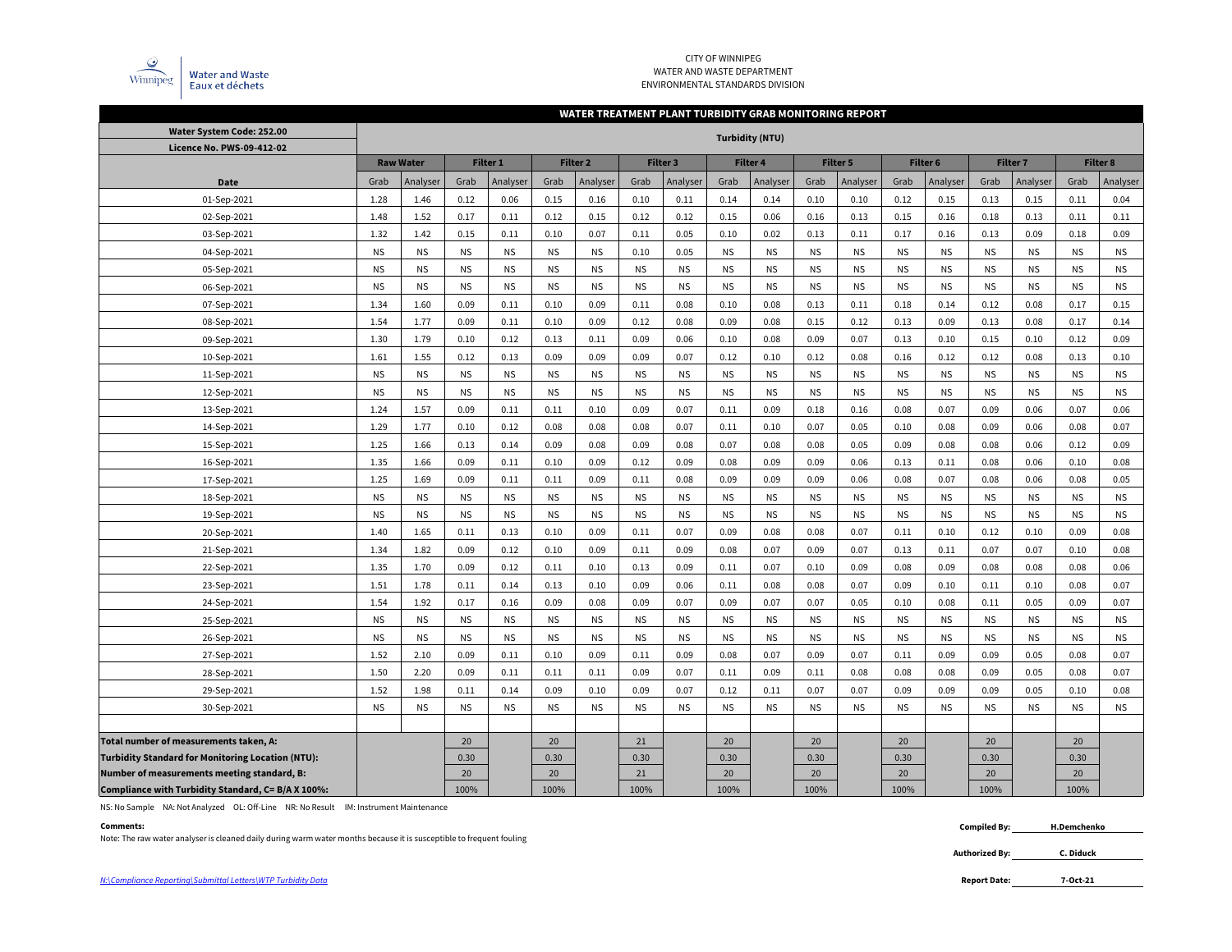CITY OF WINNIPEG
WATER AND WASTE DEPARTMENT
ENVIRONMENTAL STANDARDS DIVISION

Winnipeg Water and Waste / Eaux et déchets

## WATER TREATMENT PLANT TURBIDITY GRAB MONITORING REPORT

**Water System Code: 252.00**
**Licence No. PWS-09-412-02**

| | Turbidity (NTU) | | | | | | | | | | | | | | | | | |
|---|---|---|---|---|---|---|---|---|---|---|---|---|---|---|---|---|---|---|
| | **Raw Water** | | **Filter 1** | | **Filter 2** | | **Filter 3** | | **Filter 4** | | **Filter 5** | | **Filter 6** | | **Filter 7** | | **Filter 8** | |
| **Date** | Grab | Analyser | Grab | Analyser | Grab | Analyser | Grab | Analyser | Grab | Analyser | Grab | Analyser | Grab | Analyser | Grab | Analyser | Grab | Analyser |
| 01-Sep-2021 | 1.28 | 1.46 | 0.12 | 0.06 | 0.15 | 0.16 | 0.10 | 0.11 | 0.14 | 0.14 | 0.10 | 0.10 | 0.12 | 0.15 | 0.13 | 0.15 | 0.11 | 0.04 |
| 02-Sep-2021 | 1.48 | 1.52 | 0.17 | 0.11 | 0.12 | 0.15 | 0.12 | 0.12 | 0.15 | 0.06 | 0.16 | 0.13 | 0.15 | 0.16 | 0.18 | 0.13 | 0.11 | 0.11 |
| 03-Sep-2021 | 1.32 | 1.42 | 0.15 | 0.11 | 0.10 | 0.07 | 0.11 | 0.05 | 0.10 | 0.02 | 0.13 | 0.11 | 0.17 | 0.16 | 0.13 | 0.09 | 0.18 | 0.09 |
| 04-Sep-2021 | NS | NS | NS | NS | NS | NS | 0.10 | 0.05 | NS | NS | NS | NS | NS | NS | NS | NS | NS | NS |
| 05-Sep-2021 | NS | NS | NS | NS | NS | NS | NS | NS | NS | NS | NS | NS | NS | NS | NS | NS | NS | NS |
| 06-Sep-2021 | NS | NS | NS | NS | NS | NS | NS | NS | NS | NS | NS | NS | NS | NS | NS | NS | NS | NS |
| 07-Sep-2021 | 1.34 | 1.60 | 0.09 | 0.11 | 0.10 | 0.09 | 0.11 | 0.08 | 0.10 | 0.08 | 0.13 | 0.11 | 0.18 | 0.14 | 0.12 | 0.08 | 0.17 | 0.15 |
| 08-Sep-2021 | 1.54 | 1.77 | 0.09 | 0.11 | 0.10 | 0.09 | 0.12 | 0.08 | 0.09 | 0.08 | 0.15 | 0.12 | 0.13 | 0.09 | 0.13 | 0.08 | 0.17 | 0.14 |
| 09-Sep-2021 | 1.30 | 1.79 | 0.10 | 0.12 | 0.13 | 0.11 | 0.09 | 0.06 | 0.10 | 0.08 | 0.09 | 0.07 | 0.13 | 0.10 | 0.15 | 0.10 | 0.12 | 0.09 |
| 10-Sep-2021 | 1.61 | 1.55 | 0.12 | 0.13 | 0.09 | 0.09 | 0.09 | 0.07 | 0.12 | 0.10 | 0.12 | 0.08 | 0.16 | 0.12 | 0.12 | 0.08 | 0.13 | 0.10 |
| 11-Sep-2021 | NS | NS | NS | NS | NS | NS | NS | NS | NS | NS | NS | NS | NS | NS | NS | NS | NS | NS |
| 12-Sep-2021 | NS | NS | NS | NS | NS | NS | NS | NS | NS | NS | NS | NS | NS | NS | NS | NS | NS | NS |
| 13-Sep-2021 | 1.24 | 1.57 | 0.09 | 0.11 | 0.11 | 0.10 | 0.09 | 0.07 | 0.11 | 0.09 | 0.18 | 0.16 | 0.08 | 0.07 | 0.09 | 0.06 | 0.07 | 0.06 |
| 14-Sep-2021 | 1.29 | 1.77 | 0.10 | 0.12 | 0.08 | 0.08 | 0.08 | 0.07 | 0.11 | 0.10 | 0.07 | 0.05 | 0.10 | 0.08 | 0.09 | 0.06 | 0.08 | 0.07 |
| 15-Sep-2021 | 1.25 | 1.66 | 0.13 | 0.14 | 0.09 | 0.08 | 0.09 | 0.08 | 0.07 | 0.08 | 0.08 | 0.05 | 0.09 | 0.08 | 0.08 | 0.06 | 0.12 | 0.09 |
| 16-Sep-2021 | 1.35 | 1.66 | 0.09 | 0.11 | 0.10 | 0.09 | 0.12 | 0.09 | 0.08 | 0.09 | 0.09 | 0.06 | 0.13 | 0.11 | 0.08 | 0.06 | 0.10 | 0.08 |
| 17-Sep-2021 | 1.25 | 1.69 | 0.09 | 0.11 | 0.11 | 0.09 | 0.11 | 0.08 | 0.09 | 0.09 | 0.09 | 0.06 | 0.08 | 0.07 | 0.08 | 0.06 | 0.08 | 0.05 |
| 18-Sep-2021 | NS | NS | NS | NS | NS | NS | NS | NS | NS | NS | NS | NS | NS | NS | NS | NS | NS | NS |
| 19-Sep-2021 | NS | NS | NS | NS | NS | NS | NS | NS | NS | NS | NS | NS | NS | NS | NS | NS | NS | NS |
| 20-Sep-2021 | 1.40 | 1.65 | 0.11 | 0.13 | 0.10 | 0.09 | 0.11 | 0.07 | 0.09 | 0.08 | 0.08 | 0.07 | 0.11 | 0.10 | 0.12 | 0.10 | 0.09 | 0.08 |
| 21-Sep-2021 | 1.34 | 1.82 | 0.09 | 0.12 | 0.10 | 0.09 | 0.11 | 0.09 | 0.08 | 0.07 | 0.09 | 0.07 | 0.13 | 0.11 | 0.07 | 0.07 | 0.10 | 0.08 |
| 22-Sep-2021 | 1.35 | 1.70 | 0.09 | 0.12 | 0.11 | 0.10 | 0.13 | 0.09 | 0.11 | 0.07 | 0.10 | 0.09 | 0.08 | 0.09 | 0.08 | 0.08 | 0.08 | 0.06 |
| 23-Sep-2021 | 1.51 | 1.78 | 0.11 | 0.14 | 0.13 | 0.10 | 0.09 | 0.06 | 0.11 | 0.08 | 0.08 | 0.07 | 0.09 | 0.10 | 0.11 | 0.10 | 0.08 | 0.07 |
| 24-Sep-2021 | 1.54 | 1.92 | 0.17 | 0.16 | 0.09 | 0.08 | 0.09 | 0.07 | 0.09 | 0.07 | 0.07 | 0.05 | 0.10 | 0.08 | 0.11 | 0.05 | 0.09 | 0.07 |
| 25-Sep-2021 | NS | NS | NS | NS | NS | NS | NS | NS | NS | NS | NS | NS | NS | NS | NS | NS | NS | NS |
| 26-Sep-2021 | NS | NS | NS | NS | NS | NS | NS | NS | NS | NS | NS | NS | NS | NS | NS | NS | NS | NS |
| 27-Sep-2021 | 1.52 | 2.10 | 0.09 | 0.11 | 0.10 | 0.09 | 0.11 | 0.09 | 0.08 | 0.07 | 0.09 | 0.07 | 0.11 | 0.09 | 0.09 | 0.05 | 0.08 | 0.07 |
| 28-Sep-2021 | 1.50 | 2.20 | 0.09 | 0.11 | 0.11 | 0.11 | 0.09 | 0.07 | 0.11 | 0.09 | 0.11 | 0.08 | 0.08 | 0.08 | 0.09 | 0.05 | 0.08 | 0.07 |
| 29-Sep-2021 | 1.52 | 1.98 | 0.11 | 0.14 | 0.09 | 0.10 | 0.09 | 0.07 | 0.12 | 0.11 | 0.07 | 0.07 | 0.09 | 0.09 | 0.09 | 0.05 | 0.10 | 0.08 |
| 30-Sep-2021 | NS | NS | NS | NS | NS | NS | NS | NS | NS | NS | NS | NS | NS | NS | NS | NS | NS | NS |
| **Total number of measurements taken, A:** | | | 20 | | 20 | | 21 | | 20 | | 20 | | 20 | | 20 | | 20 | |
| **Turbidity Standard for Monitoring Location (NTU):** | | | 0.30 | | 0.30 | | 0.30 | | 0.30 | | 0.30 | | 0.30 | | 0.30 | | 0.30 | |
| **Number of measurements meeting standard, B:** | | | 20 | | 20 | | 21 | | 20 | | 20 | | 20 | | 20 | | 20 | |
| **Compliance with Turbidity Standard, C= B/A X 100%:** | | | 100% | | 100% | | 100% | | 100% | | 100% | | 100% | | 100% | | 100% | |

NS: No Sample NA: Not Analyzed OL: Off-Line NR: No Result IM: Instrument Maintenance

**Comments:**

Note: The raw water analyser is cleaned daily during warm water months because it is susceptible to frequent fouling

**Compiled By:** H.Demchenko

**Authorized By:** C. Diduck

**Report Date:** 7-Oct-21

*N:\Compliance Reporting\Submittal Letters\WTP Turbidity Data*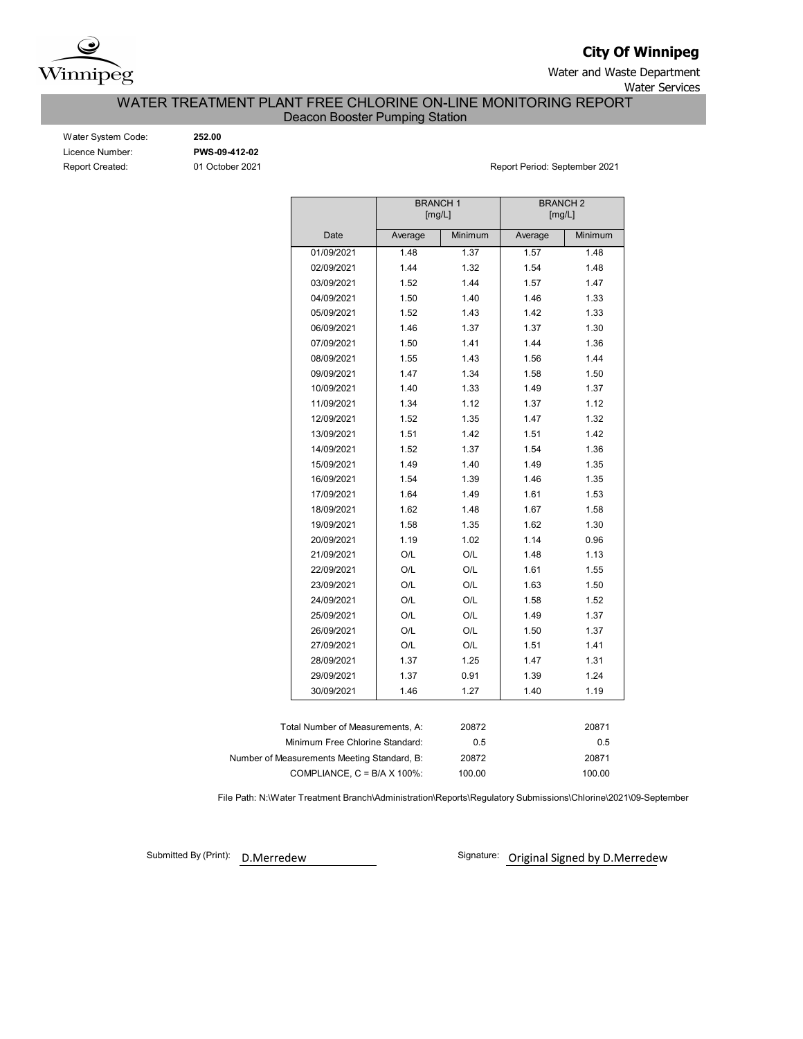**City Of Winnipeg**

Water and Waste Department
Water Services

# WATER TREATMENT PLANT FREE CHLORINE ON-LINE MONITORING REPORT

## Deacon Booster Pumping Station

Water System Code: **252.00**
Licence Number: **PWS-09-412-02**
Report Created: 01 October 2021

Report Period: September 2021

| | BRANCH 1 [mg/L] | | BRANCH 2 [mg/L] | |
|---|---|---|---|---|
| Date | Average | Minimum | Average | Minimum |
| 01/09/2021 | 1.48 | 1.37 | 1.57 | 1.48 |
| 02/09/2021 | 1.44 | 1.32 | 1.54 | 1.48 |
| 03/09/2021 | 1.52 | 1.44 | 1.57 | 1.47 |
| 04/09/2021 | 1.50 | 1.40 | 1.46 | 1.33 |
| 05/09/2021 | 1.52 | 1.43 | 1.42 | 1.33 |
| 06/09/2021 | 1.46 | 1.37 | 1.37 | 1.30 |
| 07/09/2021 | 1.50 | 1.41 | 1.44 | 1.36 |
| 08/09/2021 | 1.55 | 1.43 | 1.56 | 1.44 |
| 09/09/2021 | 1.47 | 1.34 | 1.58 | 1.50 |
| 10/09/2021 | 1.40 | 1.33 | 1.49 | 1.37 |
| 11/09/2021 | 1.34 | 1.12 | 1.37 | 1.12 |
| 12/09/2021 | 1.52 | 1.35 | 1.47 | 1.32 |
| 13/09/2021 | 1.51 | 1.42 | 1.51 | 1.42 |
| 14/09/2021 | 1.52 | 1.37 | 1.54 | 1.36 |
| 15/09/2021 | 1.49 | 1.40 | 1.49 | 1.35 |
| 16/09/2021 | 1.54 | 1.39 | 1.46 | 1.35 |
| 17/09/2021 | 1.64 | 1.49 | 1.61 | 1.53 |
| 18/09/2021 | 1.62 | 1.48 | 1.67 | 1.58 |
| 19/09/2021 | 1.58 | 1.35 | 1.62 | 1.30 |
| 20/09/2021 | 1.19 | 1.02 | 1.14 | 0.96 |
| 21/09/2021 | O/L | O/L | 1.48 | 1.13 |
| 22/09/2021 | O/L | O/L | 1.61 | 1.55 |
| 23/09/2021 | O/L | O/L | 1.63 | 1.50 |
| 24/09/2021 | O/L | O/L | 1.58 | 1.52 |
| 25/09/2021 | O/L | O/L | 1.49 | 1.37 |
| 26/09/2021 | O/L | O/L | 1.50 | 1.37 |
| 27/09/2021 | O/L | O/L | 1.51 | 1.41 |
| 28/09/2021 | 1.37 | 1.25 | 1.47 | 1.31 |
| 29/09/2021 | 1.37 | 0.91 | 1.39 | 1.24 |
| 30/09/2021 | 1.46 | 1.27 | 1.40 | 1.19 |

| | Branch 1 | Branch 2 |
|---|---|---|
| Total Number of Measurements, A: | 20872 | 20871 |
| Minimum Free Chlorine Standard: | 0.5 | 0.5 |
| Number of Measurements Meeting Standard, B: | 20872 | 20871 |
| COMPLIANCE, C = B/A X 100%: | 100.00 | 100.00 |

File Path: N:\Water Treatment Branch\Administration\Reports\Regulatory Submissions\Chlorine\2021\09-September

Submitted By (Print): D.Merredew

Signature: Original Signed by D.Merredew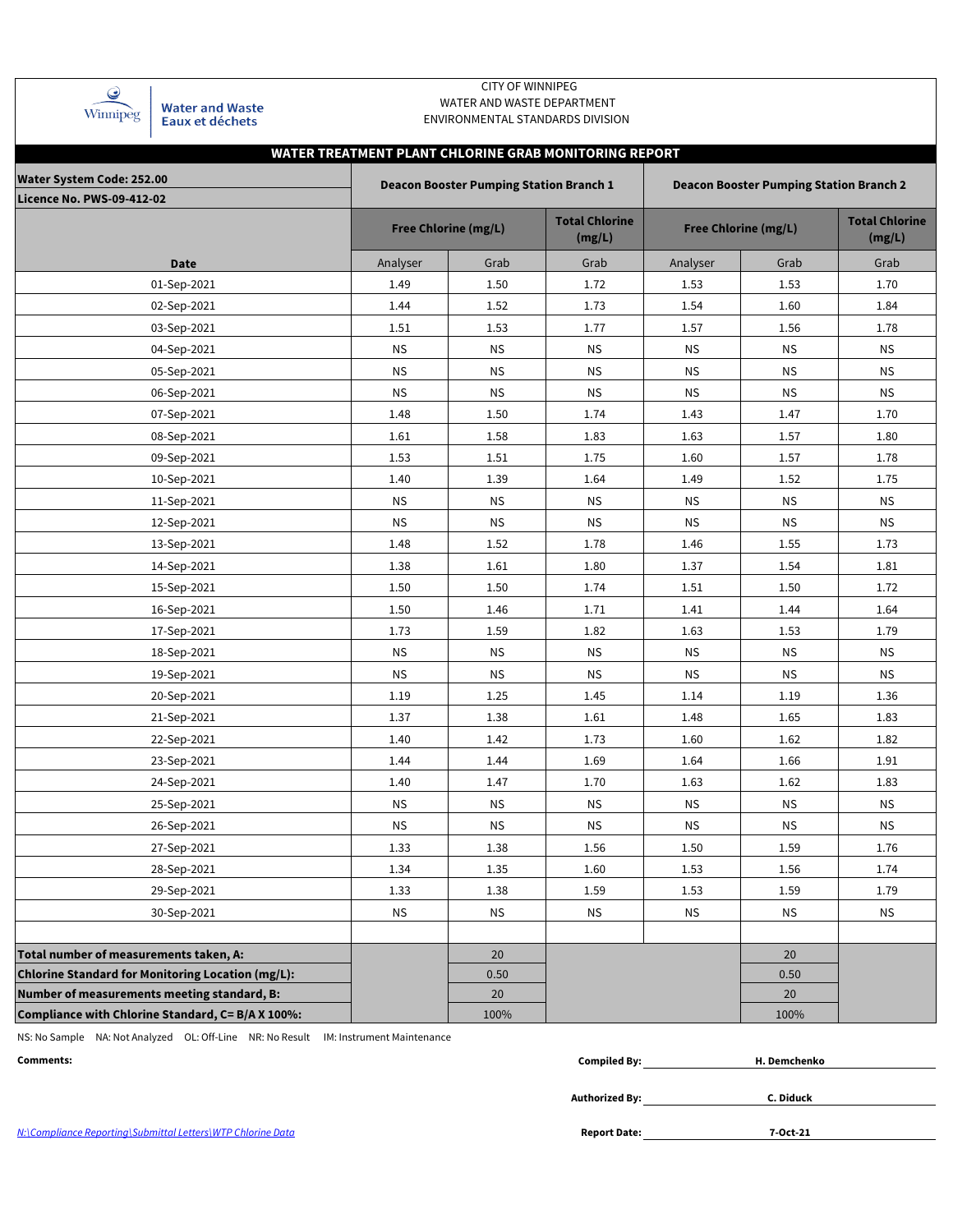CITY OF WINNIPEG
WATER AND WASTE DEPARTMENT
ENVIRONMENTAL STANDARDS DIVISION

Water and Waste
Eaux et déchets

## WATER TREATMENT PLANT CHLORINE GRAB MONITORING REPORT

| Water System Code: 252.00<br>Licence No. PWS-09-412-02 | Deacon Booster Pumping Station Branch 1 | | | Deacon Booster Pumping Station Branch 2 | | |
|---|---|---|---|---|---|---|
| | Free Chlorine (mg/L) | | Total Chlorine (mg/L) | Free Chlorine (mg/L) | | Total Chlorine (mg/L) |
| Date | Analyser | Grab | Grab | Analyser | Grab | Grab |
| 01-Sep-2021 | 1.49 | 1.50 | 1.72 | 1.53 | 1.53 | 1.70 |
| 02-Sep-2021 | 1.44 | 1.52 | 1.73 | 1.54 | 1.60 | 1.84 |
| 03-Sep-2021 | 1.51 | 1.53 | 1.77 | 1.57 | 1.56 | 1.78 |
| 04-Sep-2021 | NS | NS | NS | NS | NS | NS |
| 05-Sep-2021 | NS | NS | NS | NS | NS | NS |
| 06-Sep-2021 | NS | NS | NS | NS | NS | NS |
| 07-Sep-2021 | 1.48 | 1.50 | 1.74 | 1.43 | 1.47 | 1.70 |
| 08-Sep-2021 | 1.61 | 1.58 | 1.83 | 1.63 | 1.57 | 1.80 |
| 09-Sep-2021 | 1.53 | 1.51 | 1.75 | 1.60 | 1.57 | 1.78 |
| 10-Sep-2021 | 1.40 | 1.39 | 1.64 | 1.49 | 1.52 | 1.75 |
| 11-Sep-2021 | NS | NS | NS | NS | NS | NS |
| 12-Sep-2021 | NS | NS | NS | NS | NS | NS |
| 13-Sep-2021 | 1.48 | 1.52 | 1.78 | 1.46 | 1.55 | 1.73 |
| 14-Sep-2021 | 1.38 | 1.61 | 1.80 | 1.37 | 1.54 | 1.81 |
| 15-Sep-2021 | 1.50 | 1.50 | 1.74 | 1.51 | 1.50 | 1.72 |
| 16-Sep-2021 | 1.50 | 1.46 | 1.71 | 1.41 | 1.44 | 1.64 |
| 17-Sep-2021 | 1.73 | 1.59 | 1.82 | 1.63 | 1.53 | 1.79 |
| 18-Sep-2021 | NS | NS | NS | NS | NS | NS |
| 19-Sep-2021 | NS | NS | NS | NS | NS | NS |
| 20-Sep-2021 | 1.19 | 1.25 | 1.45 | 1.14 | 1.19 | 1.36 |
| 21-Sep-2021 | 1.37 | 1.38 | 1.61 | 1.48 | 1.65 | 1.83 |
| 22-Sep-2021 | 1.40 | 1.42 | 1.73 | 1.60 | 1.62 | 1.82 |
| 23-Sep-2021 | 1.44 | 1.44 | 1.69 | 1.64 | 1.66 | 1.91 |
| 24-Sep-2021 | 1.40 | 1.47 | 1.70 | 1.63 | 1.62 | 1.83 |
| 25-Sep-2021 | NS | NS | NS | NS | NS | NS |
| 26-Sep-2021 | NS | NS | NS | NS | NS | NS |
| 27-Sep-2021 | 1.33 | 1.38 | 1.56 | 1.50 | 1.59 | 1.76 |
| 28-Sep-2021 | 1.34 | 1.35 | 1.60 | 1.53 | 1.56 | 1.74 |
| 29-Sep-2021 | 1.33 | 1.38 | 1.59 | 1.53 | 1.59 | 1.79 |
| 30-Sep-2021 | NS | NS | NS | NS | NS | NS |
| | | | | | | |
| **Total number of measurements taken, A:** | | 20 | | | 20 | |
| **Chlorine Standard for Monitoring Location (mg/L):** | | 0.50 | | | 0.50 | |
| **Number of measurements meeting standard, B:** | | 20 | | | 20 | |
| **Compliance with Chlorine Standard, C= B/A X 100%:** | | 100% | | | 100% | |

NS: No Sample NA: Not Analyzed OL: Off-Line NR: No Result IM: Instrument Maintenance

**Comments:**

**Compiled By:** H. Demchenko

**Authorized By:** C. Diduck

**Report Date:** 7-Oct-21

N:\Compliance Reporting\Submittal Letters\WTP Chlorine Data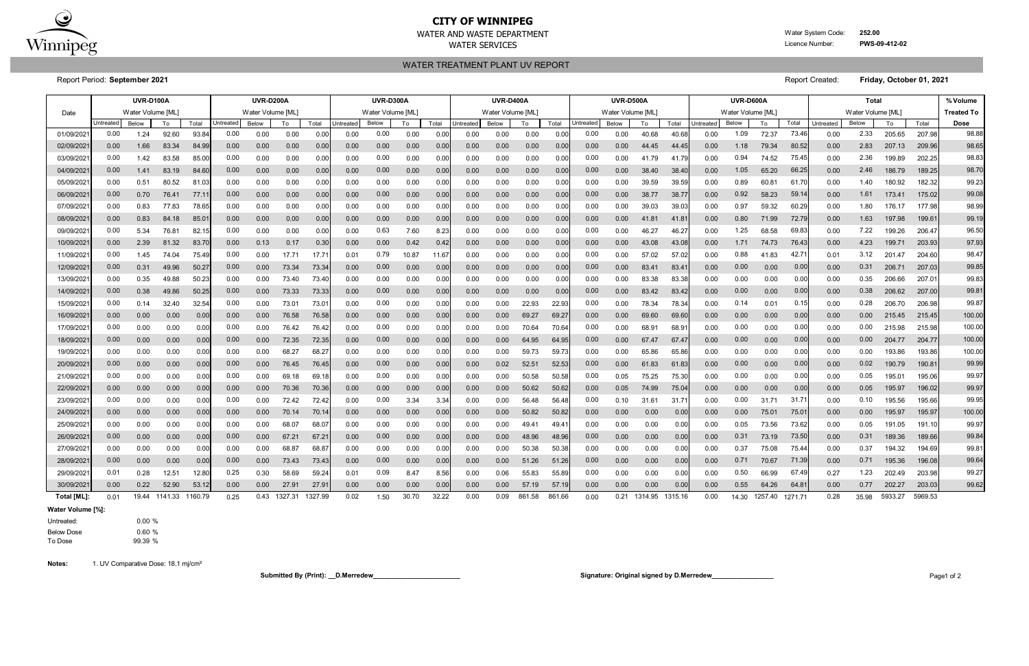# CITY OF WINNIPEG

WATER AND WASTE DEPARTMENT
WATER SERVICES

Water System Code: **252.00**
Licence Number: **PWS-09-412-02**

## WATER TREATMENT PLANT UV REPORT

Report Period: **September 2021**

Report Created: **Friday, October 01, 2021**

| Date | UVR-D100A | | | | UVR-D200A | | | | UVR-D300A | | | | UVR-D400A | | | | UVR-D500A | | | | UVR-D600A | | | | Total | | | | % Volume Treated To Dose |
|---|---|---|---|---|---|---|---|---|---|---|---|---|---|---|---|---|---|---|---|---|---|---|---|---|---|---|---|---|---|
| | Water Volume [ML] | | | | Water Volume [ML] | | | | Water Volume [ML] | | | | Water Volume [ML] | | | | Water Volume [ML] | | | | Water Volume [ML] | | | | Water Volume [ML] | | | | |
| | Untreated | Below | To | Total | Untreated | Below | To | Total | Untreated | Below | To | Total | Untreated | Below | To | Total | Untreated | Below | To | Total | Untreated | Below | To | Total | Untreated | Below | To | Total | |
| 01/09/2021 | 0.00 | 1.24 | 92.60 | 93.84 | 0.00 | 0.00 | 0.00 | 0.00 | 0.00 | 0.00 | 0.00 | 0.00 | 0.00 | 0.00 | 0.00 | 0.00 | 0.00 | 0.00 | 40.68 | 40.68 | 0.00 | 1.09 | 72.37 | 73.46 | 0.00 | 2.33 | 205.65 | 207.98 | 98.88 |
| 02/09/2021 | 0.00 | 1.66 | 83.34 | 84.99 | 0.00 | 0.00 | 0.00 | 0.00 | 0.00 | 0.00 | 0.00 | 0.00 | 0.00 | 0.00 | 0.00 | 0.00 | 0.00 | 0.00 | 44.45 | 44.45 | 0.00 | 1.18 | 79.34 | 80.52 | 0.00 | 2.83 | 207.13 | 209.96 | 98.65 |
| 03/09/2021 | 0.00 | 1.42 | 83.58 | 85.00 | 0.00 | 0.00 | 0.00 | 0.00 | 0.00 | 0.00 | 0.00 | 0.00 | 0.00 | 0.00 | 0.00 | 0.00 | 0.00 | 0.00 | 41.79 | 41.79 | 0.00 | 0.94 | 74.52 | 75.45 | 0.00 | 2.36 | 199.89 | 202.25 | 98.83 |
| 04/09/2021 | 0.00 | 1.41 | 83.19 | 84.60 | 0.00 | 0.00 | 0.00 | 0.00 | 0.00 | 0.00 | 0.00 | 0.00 | 0.00 | 0.00 | 0.00 | 0.00 | 0.00 | 0.00 | 38.40 | 38.40 | 0.00 | 1.05 | 65.20 | 66.25 | 0.00 | 2.46 | 186.79 | 189.25 | 98.70 |
| 05/09/2021 | 0.00 | 0.51 | 80.52 | 81.03 | 0.00 | 0.00 | 0.00 | 0.00 | 0.00 | 0.00 | 0.00 | 0.00 | 0.00 | 0.00 | 0.00 | 0.00 | 0.00 | 0.00 | 39.59 | 39.59 | 0.00 | 0.89 | 60.81 | 61.70 | 0.00 | 1.40 | 180.92 | 182.32 | 99.23 |
| 06/09/2021 | 0.00 | 0.70 | 76.41 | 77.11 | 0.00 | 0.00 | 0.00 | 0.00 | 0.00 | 0.00 | 0.00 | 0.00 | 0.00 | 0.00 | 0.00 | 0.00 | 0.00 | 0.00 | 38.77 | 38.77 | 0.00 | 0.92 | 58.23 | 59.14 | 0.00 | 1.61 | 173.41 | 175.02 | 99.08 |
| 07/09/2021 | 0.00 | 0.83 | 77.83 | 78.65 | 0.00 | 0.00 | 0.00 | 0.00 | 0.00 | 0.00 | 0.00 | 0.00 | 0.00 | 0.00 | 0.00 | 0.00 | 0.00 | 0.00 | 39.03 | 39.03 | 0.00 | 0.97 | 59.32 | 60.29 | 0.00 | 1.80 | 176.17 | 177.98 | 98.99 |
| 08/09/2021 | 0.00 | 0.83 | 84.18 | 85.01 | 0.00 | 0.00 | 0.00 | 0.00 | 0.00 | 0.00 | 0.00 | 0.00 | 0.00 | 0.00 | 0.00 | 0.00 | 0.00 | 0.00 | 41.81 | 41.81 | 0.00 | 0.80 | 71.99 | 72.79 | 0.00 | 1.63 | 197.98 | 199.61 | 99.19 |
| 09/09/2021 | 0.00 | 5.34 | 76.81 | 82.15 | 0.00 | 0.00 | 0.00 | 0.00 | 0.00 | 0.63 | 7.60 | 8.23 | 0.00 | 0.00 | 0.00 | 0.00 | 0.00 | 0.00 | 46.27 | 46.27 | 0.00 | 1.25 | 68.58 | 69.83 | 0.00 | 7.22 | 199.26 | 206.47 | 96.50 |
| 10/09/2021 | 0.00 | 2.39 | 81.32 | 83.70 | 0.00 | 0.13 | 0.17 | 0.30 | 0.00 | 0.00 | 0.42 | 0.42 | 0.00 | 0.00 | 0.00 | 0.00 | 0.00 | 0.00 | 43.08 | 43.08 | 0.00 | 1.71 | 74.73 | 76.43 | 0.00 | 4.23 | 199.71 | 203.93 | 97.93 |
| 11/09/2021 | 0.00 | 1.45 | 74.04 | 75.49 | 0.00 | 0.00 | 17.71 | 17.71 | 0.01 | 0.79 | 10.87 | 11.67 | 0.00 | 0.00 | 0.00 | 0.00 | 0.00 | 0.00 | 57.02 | 57.02 | 0.00 | 0.88 | 41.83 | 42.71 | 0.01 | 3.12 | 201.47 | 204.60 | 98.47 |
| 12/09/2021 | 0.00 | 0.31 | 49.96 | 50.27 | 0.00 | 0.00 | 73.34 | 73.34 | 0.00 | 0.00 | 0.00 | 0.00 | 0.00 | 0.00 | 0.00 | 0.00 | 0.00 | 0.00 | 83.41 | 83.41 | 0.00 | 0.00 | 0.00 | 0.00 | 0.00 | 0.31 | 206.71 | 207.03 | 99.85 |
| 13/09/2021 | 0.00 | 0.35 | 49.88 | 50.23 | 0.00 | 0.00 | 73.40 | 73.40 | 0.00 | 0.00 | 0.00 | 0.00 | 0.00 | 0.00 | 0.00 | 0.00 | 0.00 | 0.00 | 83.38 | 83.38 | 0.00 | 0.00 | 0.00 | 0.00 | 0.00 | 0.35 | 206.66 | 207.01 | 99.83 |
| 14/09/2021 | 0.00 | 0.38 | 49.86 | 50.25 | 0.00 | 0.00 | 73.33 | 73.33 | 0.00 | 0.00 | 0.00 | 0.00 | 0.00 | 0.00 | 0.00 | 0.00 | 0.00 | 0.00 | 83.42 | 83.42 | 0.00 | 0.00 | 0.00 | 0.00 | 0.00 | 0.38 | 206.62 | 207.00 | 99.81 |
| 15/09/2021 | 0.00 | 0.14 | 32.40 | 32.54 | 0.00 | 0.00 | 73.01 | 73.01 | 0.00 | 0.00 | 0.00 | 0.00 | 0.00 | 0.00 | 22.93 | 22.93 | 0.00 | 0.00 | 78.34 | 78.34 | 0.00 | 0.14 | 0.01 | 0.15 | 0.00 | 0.28 | 206.70 | 206.98 | 99.87 |
| 16/09/2021 | 0.00 | 0.00 | 0.00 | 0.00 | 0.00 | 0.00 | 76.58 | 76.58 | 0.00 | 0.00 | 0.00 | 0.00 | 0.00 | 0.00 | 69.27 | 69.27 | 0.00 | 0.00 | 69.60 | 69.60 | 0.00 | 0.00 | 0.00 | 0.00 | 0.00 | 0.00 | 215.45 | 215.45 | 100.00 |
| 17/09/2021 | 0.00 | 0.00 | 0.00 | 0.00 | 0.00 | 0.00 | 76.42 | 76.42 | 0.00 | 0.00 | 0.00 | 0.00 | 0.00 | 0.00 | 70.64 | 70.64 | 0.00 | 0.00 | 68.91 | 68.91 | 0.00 | 0.00 | 0.00 | 0.00 | 0.00 | 0.00 | 215.98 | 215.98 | 100.00 |
| 18/09/2021 | 0.00 | 0.00 | 0.00 | 0.00 | 0.00 | 0.00 | 72.35 | 72.35 | 0.00 | 0.00 | 0.00 | 0.00 | 0.00 | 0.00 | 64.95 | 64.95 | 0.00 | 0.00 | 67.47 | 67.47 | 0.00 | 0.00 | 0.00 | 0.00 | 0.00 | 0.00 | 204.77 | 204.77 | 100.00 |
| 19/09/2021 | 0.00 | 0.00 | 0.00 | 0.00 | 0.00 | 0.00 | 68.27 | 68.27 | 0.00 | 0.00 | 0.00 | 0.00 | 0.00 | 0.00 | 59.73 | 59.73 | 0.00 | 0.00 | 65.86 | 65.86 | 0.00 | 0.00 | 0.00 | 0.00 | 0.00 | 0.00 | 193.86 | 193.86 | 100.00 |
| 20/09/2021 | 0.00 | 0.00 | 0.00 | 0.00 | 0.00 | 0.00 | 76.45 | 76.45 | 0.00 | 0.00 | 0.00 | 0.00 | 0.00 | 0.02 | 52.51 | 52.53 | 0.00 | 0.00 | 61.83 | 61.83 | 0.00 | 0.00 | 0.00 | 0.00 | 0.00 | 0.02 | 190.79 | 190.81 | 99.99 |
| 21/09/2021 | 0.00 | 0.00 | 0.00 | 0.00 | 0.00 | 0.00 | 69.18 | 69.18 | 0.00 | 0.00 | 0.00 | 0.00 | 0.00 | 0.00 | 50.58 | 50.58 | 0.00 | 0.05 | 75.25 | 75.30 | 0.00 | 0.00 | 0.00 | 0.00 | 0.00 | 0.05 | 195.01 | 195.06 | 99.97 |
| 22/09/2021 | 0.00 | 0.00 | 0.00 | 0.00 | 0.00 | 0.00 | 70.36 | 70.36 | 0.00 | 0.00 | 0.00 | 0.00 | 0.00 | 0.00 | 50.62 | 50.62 | 0.00 | 0.05 | 74.99 | 75.04 | 0.00 | 0.00 | 0.00 | 0.00 | 0.00 | 0.05 | 195.97 | 196.02 | 99.97 |
| 23/09/2021 | 0.00 | 0.00 | 0.00 | 0.00 | 0.00 | 0.00 | 72.42 | 72.42 | 0.00 | 0.00 | 3.34 | 3.34 | 0.00 | 0.00 | 56.48 | 56.48 | 0.00 | 0.10 | 31.61 | 31.71 | 0.00 | 0.00 | 31.71 | 31.71 | 0.00 | 0.10 | 195.56 | 195.66 | 99.95 |
| 24/09/2021 | 0.00 | 0.00 | 0.00 | 0.00 | 0.00 | 0.00 | 70.14 | 70.14 | 0.00 | 0.00 | 0.00 | 0.00 | 0.00 | 0.00 | 50.82 | 50.82 | 0.00 | 0.00 | 0.00 | 0.00 | 0.00 | 0.00 | 75.01 | 75.01 | 0.00 | 0.00 | 195.97 | 195.97 | 100.00 |
| 25/09/2021 | 0.00 | 0.00 | 0.00 | 0.00 | 0.00 | 0.00 | 68.07 | 68.07 | 0.00 | 0.00 | 0.00 | 0.00 | 0.00 | 0.00 | 49.41 | 49.41 | 0.00 | 0.00 | 0.00 | 0.00 | 0.00 | 0.05 | 73.56 | 73.62 | 0.00 | 0.05 | 191.05 | 191.10 | 99.97 |
| 26/09/2021 | 0.00 | 0.00 | 0.00 | 0.00 | 0.00 | 0.00 | 67.21 | 67.21 | 0.00 | 0.00 | 0.00 | 0.00 | 0.00 | 0.00 | 48.96 | 48.96 | 0.00 | 0.00 | 0.00 | 0.00 | 0.00 | 0.31 | 73.19 | 73.50 | 0.00 | 0.31 | 189.36 | 189.66 | 99.84 |
| 27/09/2021 | 0.00 | 0.00 | 0.00 | 0.00 | 0.00 | 0.00 | 68.87 | 68.87 | 0.00 | 0.00 | 0.00 | 0.00 | 0.00 | 0.00 | 50.38 | 50.38 | 0.00 | 0.00 | 0.00 | 0.00 | 0.00 | 0.37 | 75.08 | 75.44 | 0.00 | 0.37 | 194.32 | 194.69 | 99.81 |
| 28/09/2021 | 0.00 | 0.00 | 0.00 | 0.00 | 0.00 | 0.00 | 73.43 | 73.43 | 0.00 | 0.00 | 0.00 | 0.00 | 0.00 | 0.00 | 51.26 | 51.26 | 0.00 | 0.00 | 0.00 | 0.00 | 0.00 | 0.71 | 70.67 | 71.39 | 0.00 | 0.71 | 195.36 | 196.08 | 99.64 |
| 29/09/2021 | 0.01 | 0.28 | 12.51 | 12.80 | 0.25 | 0.30 | 58.69 | 59.24 | 0.01 | 0.09 | 8.47 | 8.56 | 0.00 | 0.06 | 55.83 | 55.89 | 0.00 | 0.00 | 0.00 | 0.00 | 0.00 | 0.50 | 66.99 | 67.49 | 0.27 | 1.23 | 202.49 | 203.98 | 99.27 |
| 30/09/2021 | 0.00 | 0.22 | 52.90 | 53.12 | 0.00 | 0.00 | 27.91 | 27.91 | 0.00 | 0.00 | 0.00 | 0.00 | 0.00 | 0.00 | 57.19 | 57.19 | 0.00 | 0.00 | 0.00 | 0.00 | 0.00 | 0.55 | 64.26 | 64.81 | 0.00 | 0.77 | 202.27 | 203.03 | 99.62 |
| **Total [ML]:** | 0.01 | 19.44 | 1141.33 | 1160.79 | 0.25 | 0.43 | 1327.31 | 1327.99 | 0.02 | 1.50 | 30.70 | 32.22 | 0.00 | 0.09 | 861.58 | 861.66 | 0.00 | 0.21 | 1314.95 | 1315.16 | 0.00 | 14.30 | 1257.40 | 1271.71 | 0.28 | 35.98 | 5933.27 | 5969.53 | |

**Water Volume [%]:**

| | |
|---|---|
| Untreated: | 0.00 % |
| Below Dose | 0.60 % |
| To Dose | 99.39 % |

**Notes:** 1. UV Comparative Dose: 18.1 mj/cm²

**Submitted By (Print): __D.Merredew________________________**

**Signature: Original signed by D.Merredew_________________**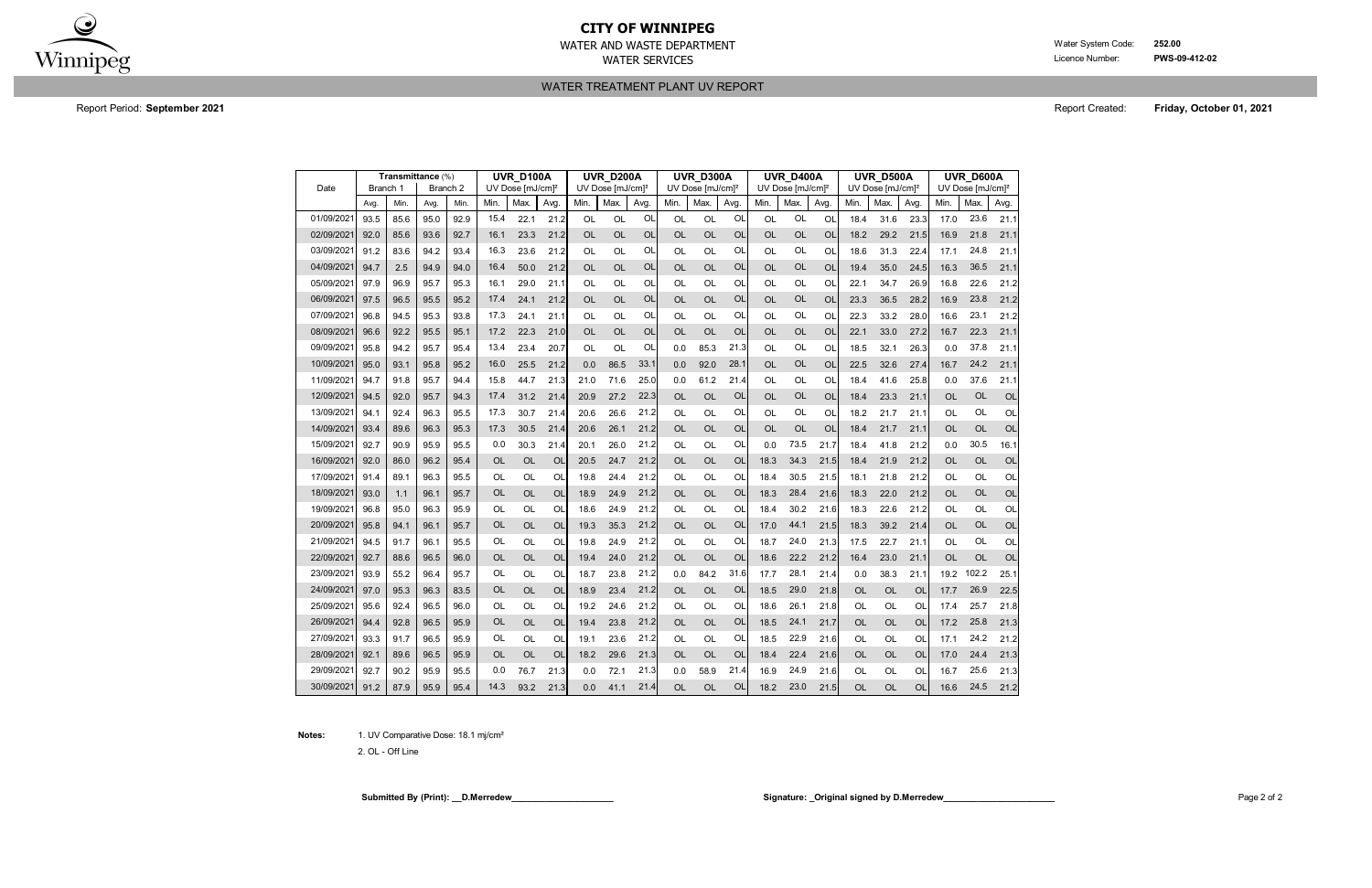# CITY OF WINNIPEG

WATER AND WASTE DEPARTMENT

WATER SERVICES

Water System Code: **252.00**

Licence Number: **PWS-09-412-02**

## WATER TREATMENT PLANT UV REPORT

Report Period: **September 2021**

Report Created: **Friday, October 01, 2021**

| Date | Transmittance (%) | | | | UVR_D100A UV Dose [mJ/cm²] | | | UVR_D200A UV Dose [mJ/cm²] | | | UVR_D300A UV Dose [mJ/cm²] | | | UVR_D400A UV Dose [mJ/cm²] | | | UVR_D500A UV Dose [mJ/cm²] | | | UVR_D600A UV Dose [mJ/cm²] | | |
|---|---|---|---|---|---|---|---|---|---|---|---|---|---|---|---|---|---|---|---|---|---|---|
| | Branch 1 | | Branch 2 | | | | | | | | | | | | | | | | | | | |
| | Avg. | Min. | Avg. | Min. | Min. | Max. | Avg. | Min. | Max. | Avg. | Min. | Max. | Avg. | Min. | Max. | Avg. | Min. | Max. | Avg. | Min. | Max. | Avg. |
| 01/09/2021 | 93.5 | 85.6 | 95.0 | 92.9 | 15.4 | 22.1 | 21.2 | OL | OL | OL | OL | OL | OL | OL | OL | OL | 18.4 | 31.6 | 23.3 | 17.0 | 23.6 | 21.1 |
| 02/09/2021 | 92.0 | 85.6 | 93.6 | 92.7 | 16.1 | 23.3 | 21.2 | OL | OL | OL | OL | OL | OL | OL | OL | OL | 18.2 | 29.2 | 21.5 | 16.9 | 21.8 | 21.1 |
| 03/09/2021 | 91.2 | 83.6 | 94.2 | 93.4 | 16.3 | 23.6 | 21.2 | OL | OL | OL | OL | OL | OL | OL | OL | OL | 18.6 | 31.3 | 22.4 | 17.1 | 24.8 | 21.1 |
| 04/09/2021 | 94.7 | 2.5 | 94.9 | 94.0 | 16.4 | 50.0 | 21.2 | OL | OL | OL | OL | OL | OL | OL | OL | OL | 19.4 | 35.0 | 24.5 | 16.3 | 36.5 | 21.1 |
| 05/09/2021 | 97.9 | 96.9 | 95.7 | 95.3 | 16.1 | 29.0 | 21.1 | OL | OL | OL | OL | OL | OL | OL | OL | OL | 22.1 | 34.7 | 26.9 | 16.8 | 22.6 | 21.2 |
| 06/09/2021 | 97.5 | 96.5 | 95.5 | 95.2 | 17.4 | 24.1 | 21.2 | OL | OL | OL | OL | OL | OL | OL | OL | OL | 23.3 | 36.5 | 28.2 | 16.9 | 23.8 | 21.2 |
| 07/09/2021 | 96.8 | 94.5 | 95.3 | 93.8 | 17.3 | 24.1 | 21.1 | OL | OL | OL | OL | OL | OL | OL | OL | OL | 22.3 | 33.2 | 28.0 | 16.6 | 23.1 | 21.2 |
| 08/09/2021 | 96.6 | 92.2 | 95.5 | 95.1 | 17.2 | 22.3 | 21.0 | OL | OL | OL | OL | OL | OL | OL | OL | OL | 22.1 | 33.0 | 27.2 | 16.7 | 22.3 | 21.1 |
| 09/09/2021 | 95.8 | 94.2 | 95.7 | 95.4 | 13.4 | 23.4 | 20.7 | OL | OL | OL | 0.0 | 85.3 | 21.3 | OL | OL | OL | 18.5 | 32.1 | 26.3 | 0.0 | 37.8 | 21.1 |
| 10/09/2021 | 95.0 | 93.1 | 95.8 | 95.2 | 16.0 | 25.5 | 21.2 | 0.0 | 86.5 | 33.1 | 0.0 | 92.0 | 28.1 | OL | OL | OL | 22.5 | 32.6 | 27.4 | 16.7 | 24.2 | 21.1 |
| 11/09/2021 | 94.7 | 91.8 | 95.7 | 94.4 | 15.8 | 44.7 | 21.3 | 21.0 | 71.6 | 25.0 | 0.0 | 61.2 | 21.4 | OL | OL | OL | 18.4 | 41.6 | 25.8 | 0.0 | 37.6 | 21.1 |
| 12/09/2021 | 94.5 | 92.0 | 95.7 | 94.3 | 17.4 | 31.2 | 21.4 | 20.9 | 27.2 | 22.3 | OL | OL | OL | OL | OL | OL | 18.4 | 23.3 | 21.1 | OL | OL | OL |
| 13/09/2021 | 94.1 | 92.4 | 96.3 | 95.5 | 17.3 | 30.7 | 21.4 | 20.6 | 26.6 | 21.2 | OL | OL | OL | OL | OL | OL | 18.2 | 21.7 | 21.1 | OL | OL | OL |
| 14/09/2021 | 93.4 | 89.6 | 96.3 | 95.3 | 17.3 | 30.5 | 21.4 | 20.6 | 26.1 | 21.2 | OL | OL | OL | OL | OL | OL | 18.4 | 21.7 | 21.1 | OL | OL | OL |
| 15/09/2021 | 92.7 | 90.9 | 95.9 | 95.5 | 0.0 | 30.3 | 21.4 | 20.1 | 26.0 | 21.2 | OL | OL | OL | 0.0 | 73.5 | 21.7 | 18.4 | 41.8 | 21.2 | 0.0 | 30.5 | 16.1 |
| 16/09/2021 | 92.0 | 86.0 | 96.2 | 95.4 | OL | OL | OL | 20.5 | 24.7 | 21.2 | OL | OL | OL | 18.3 | 34.3 | 21.5 | 18.4 | 21.9 | 21.2 | OL | OL | OL |
| 17/09/2021 | 91.4 | 89.1 | 96.3 | 95.5 | OL | OL | OL | 19.8 | 24.4 | 21.2 | OL | OL | OL | 18.4 | 30.5 | 21.5 | 18.1 | 21.8 | 21.2 | OL | OL | OL |
| 18/09/2021 | 93.0 | 1.1 | 96.1 | 95.7 | OL | OL | OL | 18.9 | 24.9 | 21.2 | OL | OL | OL | 18.3 | 28.4 | 21.6 | 18.3 | 22.0 | 21.2 | OL | OL | OL |
| 19/09/2021 | 96.8 | 95.0 | 96.3 | 95.9 | OL | OL | OL | 18.6 | 24.9 | 21.2 | OL | OL | OL | 18.4 | 30.2 | 21.6 | 18.3 | 22.6 | 21.2 | OL | OL | OL |
| 20/09/2021 | 95.8 | 94.1 | 96.1 | 95.7 | OL | OL | OL | 19.3 | 35.3 | 21.2 | OL | OL | OL | 17.0 | 44.1 | 21.5 | 18.3 | 39.2 | 21.4 | OL | OL | OL |
| 21/09/2021 | 94.5 | 91.7 | 96.1 | 95.5 | OL | OL | OL | 19.8 | 24.9 | 21.2 | OL | OL | OL | 18.7 | 24.0 | 21.3 | 17.5 | 22.7 | 21.1 | OL | OL | OL |
| 22/09/2021 | 92.7 | 88.6 | 96.5 | 96.0 | OL | OL | OL | 19.4 | 24.0 | 21.2 | OL | OL | OL | 18.6 | 22.2 | 21.2 | 16.4 | 23.0 | 21.1 | OL | OL | OL |
| 23/09/2021 | 93.9 | 55.2 | 96.4 | 95.7 | OL | OL | OL | 18.7 | 23.8 | 21.2 | 0.0 | 84.2 | 31.6 | 17.7 | 28.1 | 21.4 | 0.0 | 38.3 | 21.1 | 19.2 | 102.2 | 25.1 |
| 24/09/2021 | 97.0 | 95.3 | 96.3 | 83.5 | OL | OL | OL | 18.9 | 23.4 | 21.2 | OL | OL | OL | 18.5 | 29.0 | 21.8 | OL | OL | OL | 17.7 | 26.9 | 22.5 |
| 25/09/2021 | 95.6 | 92.4 | 96.5 | 96.0 | OL | OL | OL | 19.2 | 24.6 | 21.2 | OL | OL | OL | 18.6 | 26.1 | 21.8 | OL | OL | OL | 17.4 | 25.7 | 21.8 |
| 26/09/2021 | 94.4 | 92.8 | 96.5 | 95.9 | OL | OL | OL | 19.4 | 23.8 | 21.2 | OL | OL | OL | 18.5 | 24.1 | 21.7 | OL | OL | OL | 17.2 | 25.8 | 21.3 |
| 27/09/2021 | 93.3 | 91.7 | 96.5 | 95.9 | OL | OL | OL | 19.1 | 23.6 | 21.2 | OL | OL | OL | 18.5 | 22.9 | 21.6 | OL | OL | OL | 17.1 | 24.2 | 21.2 |
| 28/09/2021 | 92.1 | 89.6 | 96.5 | 95.9 | OL | OL | OL | 18.2 | 29.6 | 21.3 | OL | OL | OL | 18.4 | 22.4 | 21.6 | OL | OL | OL | 17.0 | 24.4 | 21.3 |
| 29/09/2021 | 92.7 | 90.2 | 95.9 | 95.5 | 0.0 | 76.7 | 21.3 | 0.0 | 72.1 | 21.3 | 0.0 | 58.9 | 21.4 | 16.9 | 24.9 | 21.6 | OL | OL | OL | 16.7 | 25.6 | 21.3 |
| 30/09/2021 | 91.2 | 87.9 | 95.9 | 95.4 | 14.3 | 93.2 | 21.3 | 0.0 | 41.1 | 21.4 | OL | OL | OL | 18.2 | 23.0 | 21.5 | OL | OL | OL | 16.6 | 24.5 | 21.2 |

**Notes:**

1. UV Comparative Dose: 18.1 mj/cm²
2. OL - Off Line

**Submitted By (Print): __D.Merredew____________________**

**Signature: _Original signed by D.Merredew______________________**